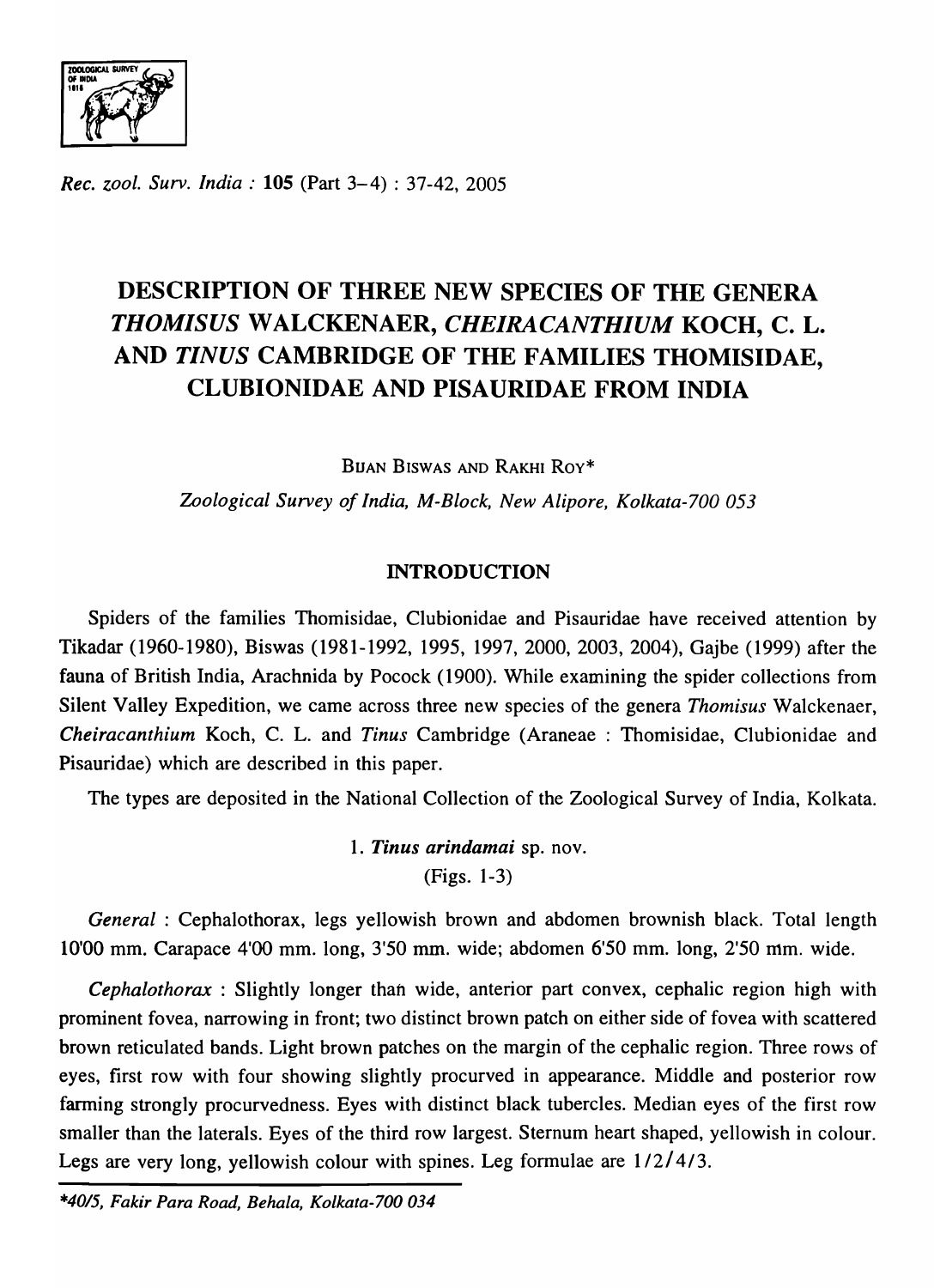# DESCRIPTION OF THREE NEW SPECIES OF THE GENERA *THOMISUS* WALCKENAER, *CHEIRACANTHIUM* KOCH, C. L. AND *TINUS* CAMBRIDGE OF THE FAMILIES THOMISIDAE, CLUBIONIDAE AND PISAURIDAE FROM INDIA

BIJAN BISWAS AND RAKHI ROY*

*Zoological Survey of India, M-Block, New Alipore, Kolkata-700 053*

## INTRODUCTION

Spiders of the families Thomisidae, Clubionidae and Pisauridae have received attention by Tikadar (1960-1980), Biswas (1981-1992, 1995, 1997, 2000, 2003, 2004), Gajbe (1999) after the fauna of British India, Arachnida by Pocock (1900). While examining the spider collections from Silent Valley Expedition, we came across three new species of the genera *Thomisus* Walckenaer, *Cheiracanthium* Koch, C. L. and *Tinus* Cambridge (Araneae : Thomisidae, Clubionidae and Pisauridae) which are described in this paper.

The types are deposited in the National Collection of the Zoological Survey of India, Kolkata.

### 1. *Tinus arindamai* sp. nov.

(Figs. 1-3)

*General* : Cephalothorax, legs yellowish brown and abdomen brownish black. Total length 10'00 mm. Carapace 4'00 mm. long, 3'50 mm. wide; abdomen 6'50 mm. long, 2'50 mm. wide.

*Cephalothorax* : Slightly longer than wide, anterior part convex, cephalic region high with prominent fovea, narrowing in front; two distinct brown patch on either side of fovea with scattered brown reticulated bands. Light brown patches on the margin of the cephalic region. Three rows of eyes, first row with four showing slightly procurved in appearance. Middle and posterior row farming strongly procurvedness. Eyes with distinct black tubercles. Median eyes of the first row smaller than the laterals. Eyes of the third row largest. Sternum heart shaped, yellowish in colour. Legs are very long, yellowish colour with spines. Leg formulae are 1/2/4/3.

*40/5, Fakir Para Road, Behala, Kolkata-700 034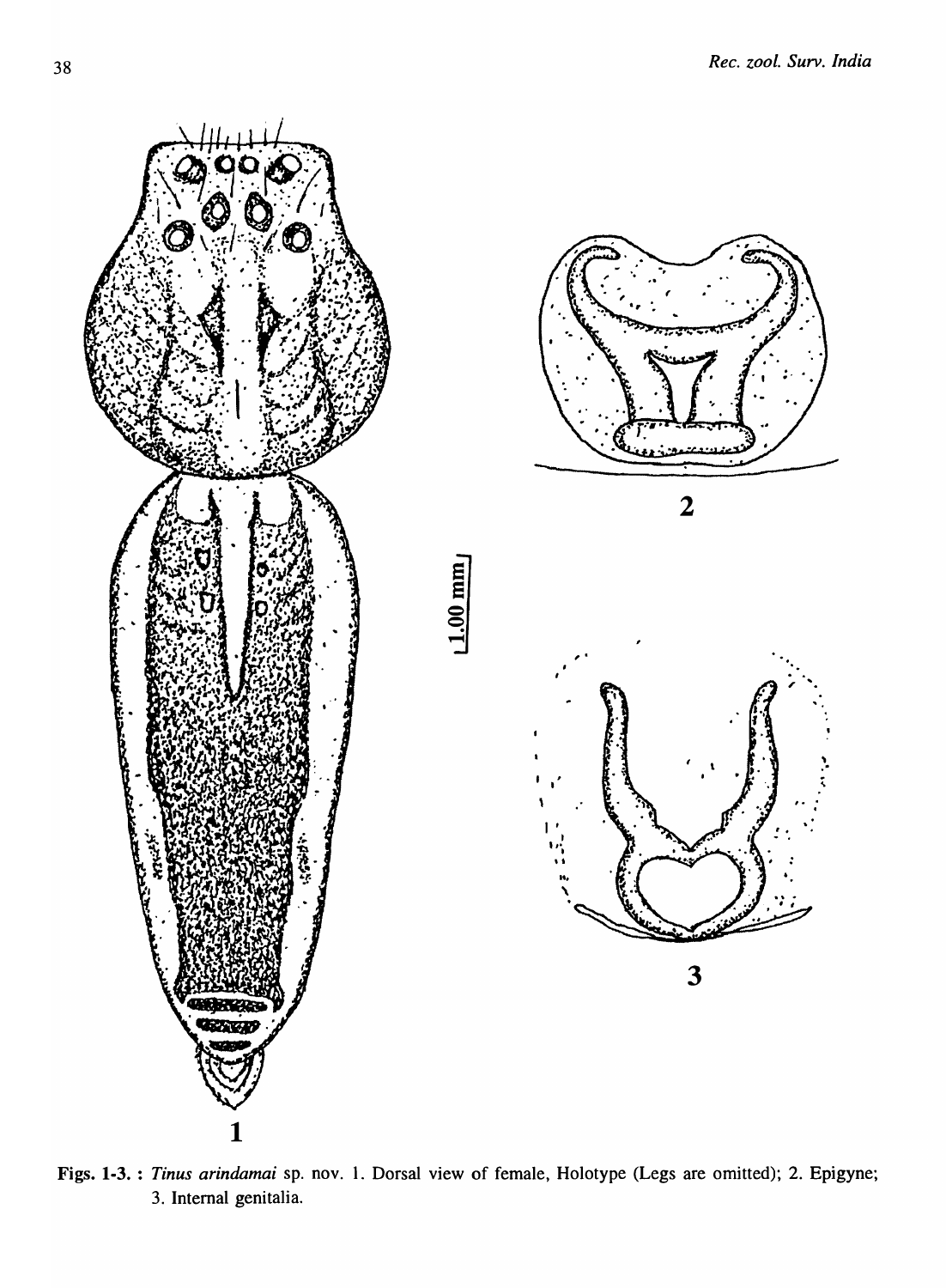**Figs. 1-3. :** *Tinus arindamai* sp. nov. 1. Dorsal view of female, Holotype (Legs are omitted); 2. Epigyne; 3. Internal genitalia.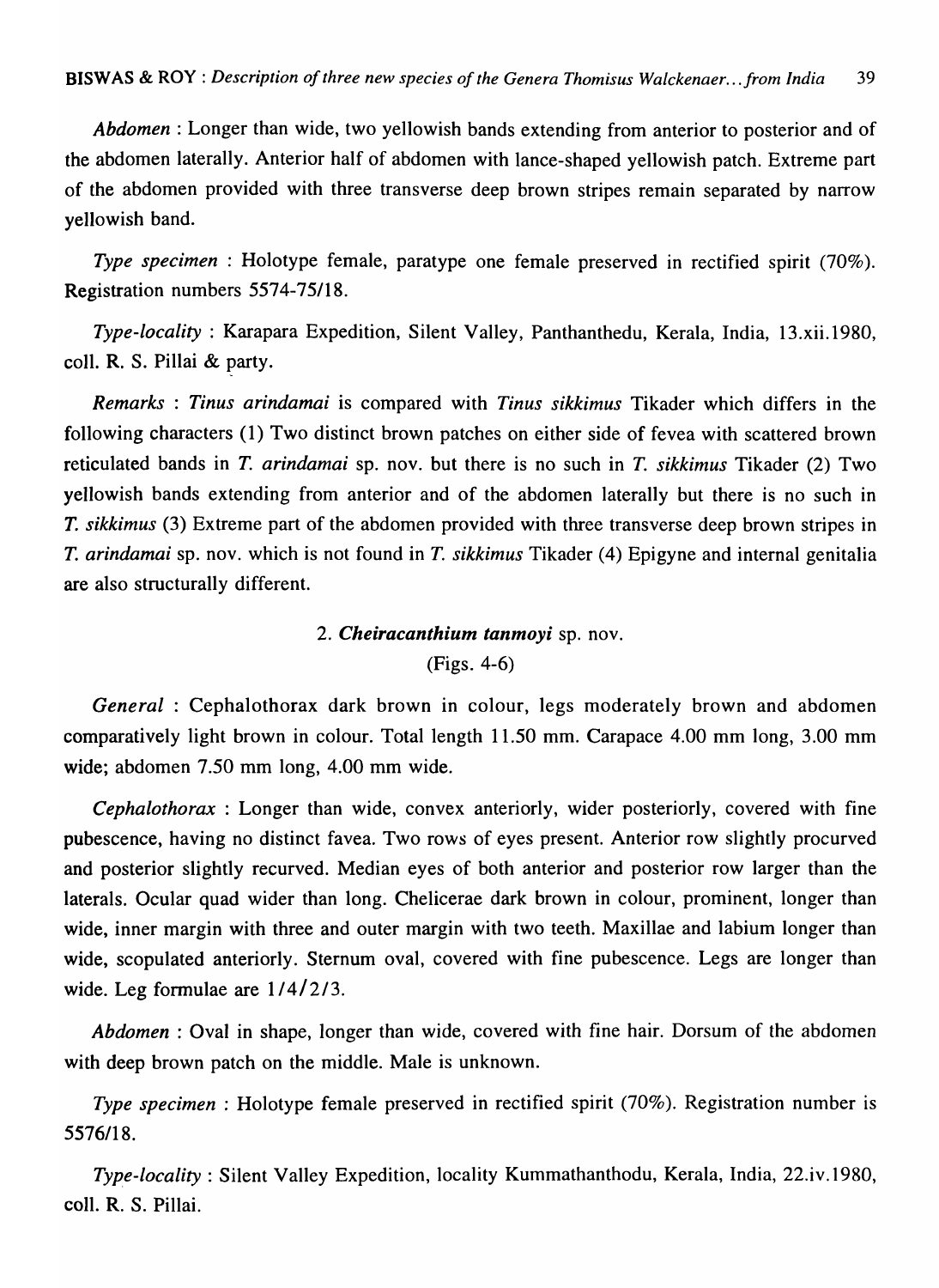*Abdomen* : Longer than wide, two yellowish bands extending from anterior to posterior and of the abdomen laterally. Anterior half of abdomen with lance-shaped yellowish patch. Extreme part of the abdomen provided with three transverse deep brown stripes remain separated by narrow yellowish band.

*Type specimen* : Holotype female, paratype one female preserved in rectified spirit (70%). Registration numbers 5574-75/18.

*Type-locality* : Karapara Expedition, Silent Valley, Panthanthedu, Kerala, India, 13.xii.1980, coll. R. S. Pillai & party.

*Remarks* : *Tinus arindamai* is compared with *Tinus sikkimus* Tikader which differs in the following characters (1) Two distinct brown patches on either side of fevea with scattered brown reticulated bands in *T. arindamai* sp. nov. but there is no such in *T. sikkimus* Tikader (2) Two yellowish bands extending from anterior and of the abdomen laterally but there is no such in *T. sikkimus* (3) Extreme part of the abdomen provided with three transverse deep brown stripes in *T. arindamai* sp. nov. which is not found in *T. sikkimus* Tikader (4) Epigyne and internal genitalia are also structurally different.

## 2. *Cheiracanthium tanmoyi* sp. nov.

(Figs. 4-6)

*General* : Cephalothorax dark brown in colour, legs moderately brown and abdomen comparatively light brown in colour. Total length 11.50 mm. Carapace 4.00 mm long, 3.00 mm wide; abdomen 7.50 mm long, 4.00 mm wide.

*Cephalothorax* : Longer than wide, convex anteriorly, wider posteriorly, covered with fine pubescence, having no distinct favea. Two rows of eyes present. Anterior row slightly procurved and posterior slightly recurved. Median eyes of both anterior and posterior row larger than the laterals. Ocular quad wider than long. Chelicerae dark brown in colour, prominent, longer than wide, inner margin with three and outer margin with two teeth. Maxillae and labium longer than wide, scopulated anteriorly. Sternum oval, covered with fine pubescence. Legs are longer than wide. Leg formulae are 1/4/2/3.

*Abdomen* : Oval in shape, longer than wide, covered with fine hair. Dorsum of the abdomen with deep brown patch on the middle. Male is unknown.

*Type specimen* : Holotype female preserved in rectified spirit (70%). Registration number is 5576/18.

*Type-locality* : Silent Valley Expedition, locality Kummathanthodu, Kerala, India, 22.iv.1980, coll. R. S. Pillai.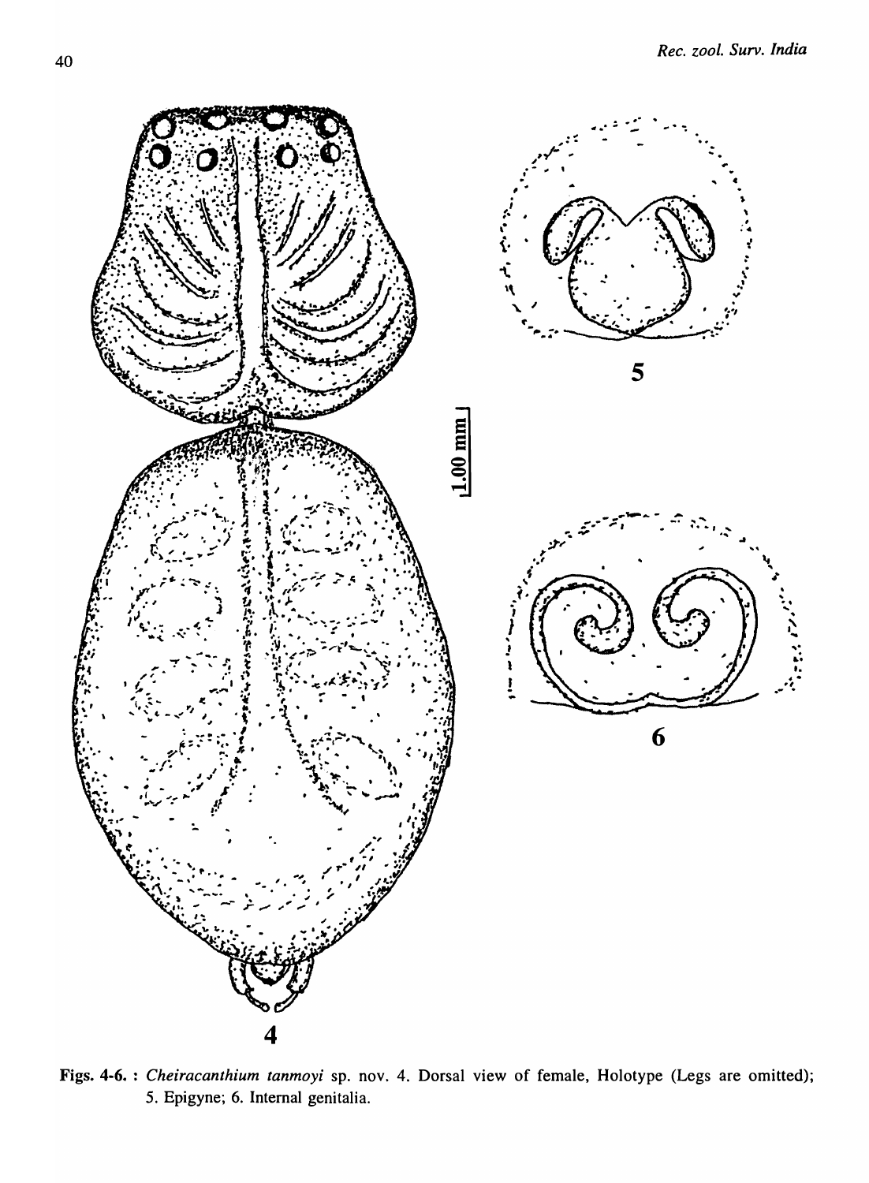**Figs. 4-6. :** *Cheiracanthium tanmoyi* sp. nov. 4. Dorsal view of female, Holotype (Legs are omitted); 5. Epigyne; 6. Internal genitalia.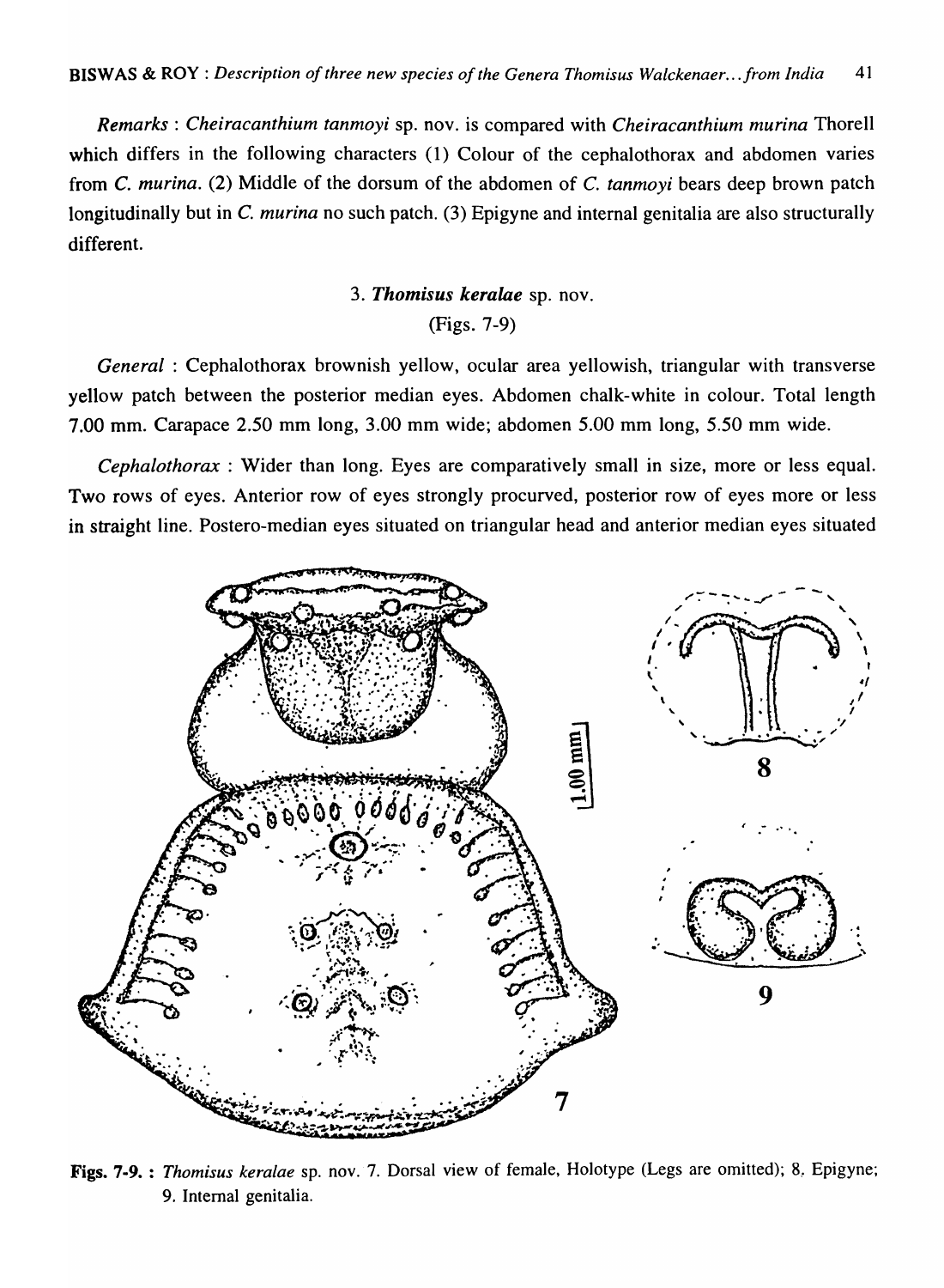*Remarks* : *Cheiracanthium tanmoyi* sp. nov. is compared with *Cheiracanthium murina* Thorell which differs in the following characters (1) Colour of the cephalothorax and abdomen varies from *C. murina*. (2) Middle of the dorsum of the abdomen of *C. tanmoyi* bears deep brown patch longitudinally but in *C. murina* no such patch. (3) Epigyne and internal genitalia are also structurally different.

### 3. ***Thomisus keralae*** sp. nov.

(Figs. 7-9)

*General* : Cephalothorax brownish yellow, ocular area yellowish, triangular with transverse yellow patch between the posterior median eyes. Abdomen chalk-white in colour. Total length 7.00 mm. Carapace 2.50 mm long, 3.00 mm wide; abdomen 5.00 mm long, 5.50 mm wide.

*Cephalothorax* : Wider than long. Eyes are comparatively small in size, more or less equal. Two rows of eyes. Anterior row of eyes strongly procurved, posterior row of eyes more or less in straight line. Postero-median eyes situated on triangular head and anterior median eyes situated

**Figs. 7-9. :** *Thomisus keralae* sp. nov. 7. Dorsal view of female, Holotype (Legs are omitted); 8. Epigyne; 9. Internal genitalia.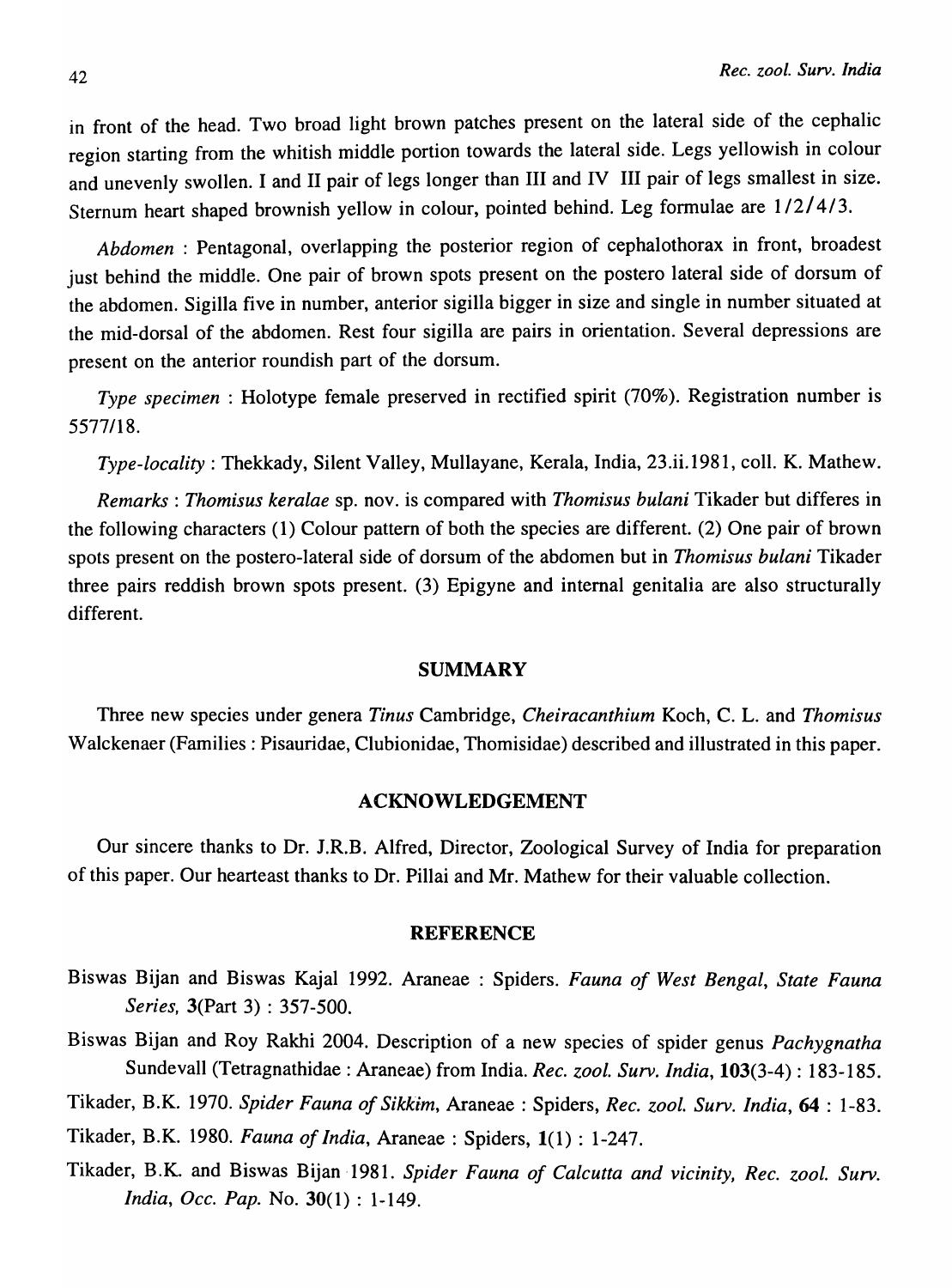in front of the head. Two broad light brown patches present on the lateral side of the cephalic region starting from the whitish middle portion towards the lateral side. Legs yellowish in colour and unevenly swollen. I and II pair of legs longer than III and IV III pair of legs smallest in size. Sternum heart shaped brownish yellow in colour, pointed behind. Leg formulae are 1/2/4/3.

*Abdomen* : Pentagonal, overlapping the posterior region of cephalothorax in front, broadest just behind the middle. One pair of brown spots present on the postero lateral side of dorsum of the abdomen. Sigilla five in number, anterior sigilla bigger in size and single in number situated at the mid-dorsal of the abdomen. Rest four sigilla are pairs in orientation. Several depressions are present on the anterior roundish part of the dorsum.

*Type specimen* : Holotype female preserved in rectified spirit (70%). Registration number is 5577/18.

*Type-locality* : Thekkady, Silent Valley, Mullayane, Kerala, India, 23.ii.1981, coll. K. Mathew.

*Remarks* : *Thomisus keralae* sp. nov. is compared with *Thomisus bulani* Tikader but differes in the following characters (1) Colour pattern of both the species are different. (2) One pair of brown spots present on the postero-lateral side of dorsum of the abdomen but in *Thomisus bulani* Tikader three pairs reddish brown spots present. (3) Epigyne and internal genitalia are also structurally different.

## SUMMARY

Three new species under genera *Tinus* Cambridge, *Cheiracanthium* Koch, C. L. and *Thomisus* Walckenaer (Families : Pisauridae, Clubionidae, Thomisidae) described and illustrated in this paper.

## ACKNOWLEDGEMENT

Our sincere thanks to Dr. J.R.B. Alfred, Director, Zoological Survey of India for preparation of this paper. Our hearteast thanks to Dr. Pillai and Mr. Mathew for their valuable collection.

## REFERENCE

Biswas Bijan and Biswas Kajal 1992. Araneae : Spiders. *Fauna of West Bengal, State Fauna Series,* **3**(Part 3) : 357-500.

Biswas Bijan and Roy Rakhi 2004. Description of a new species of spider genus *Pachygnatha* Sundevall (Tetragnathidae : Araneae) from India. *Rec. zool. Surv. India,* **103**(3-4) : 183-185.

Tikader, B.K. 1970. *Spider Fauna of Sikkim,* Araneae : Spiders, *Rec. zool. Surv. India,* **64** : 1-83.

Tikader, B.K. 1980. *Fauna of India,* Araneae : Spiders, **1**(1) : 1-247.

Tikader, B.K. and Biswas Bijan 1981. *Spider Fauna of Calcutta and vicinity, Rec. zool. Surv. India, Occ. Pap.* No. **30**(1) : 1-149.